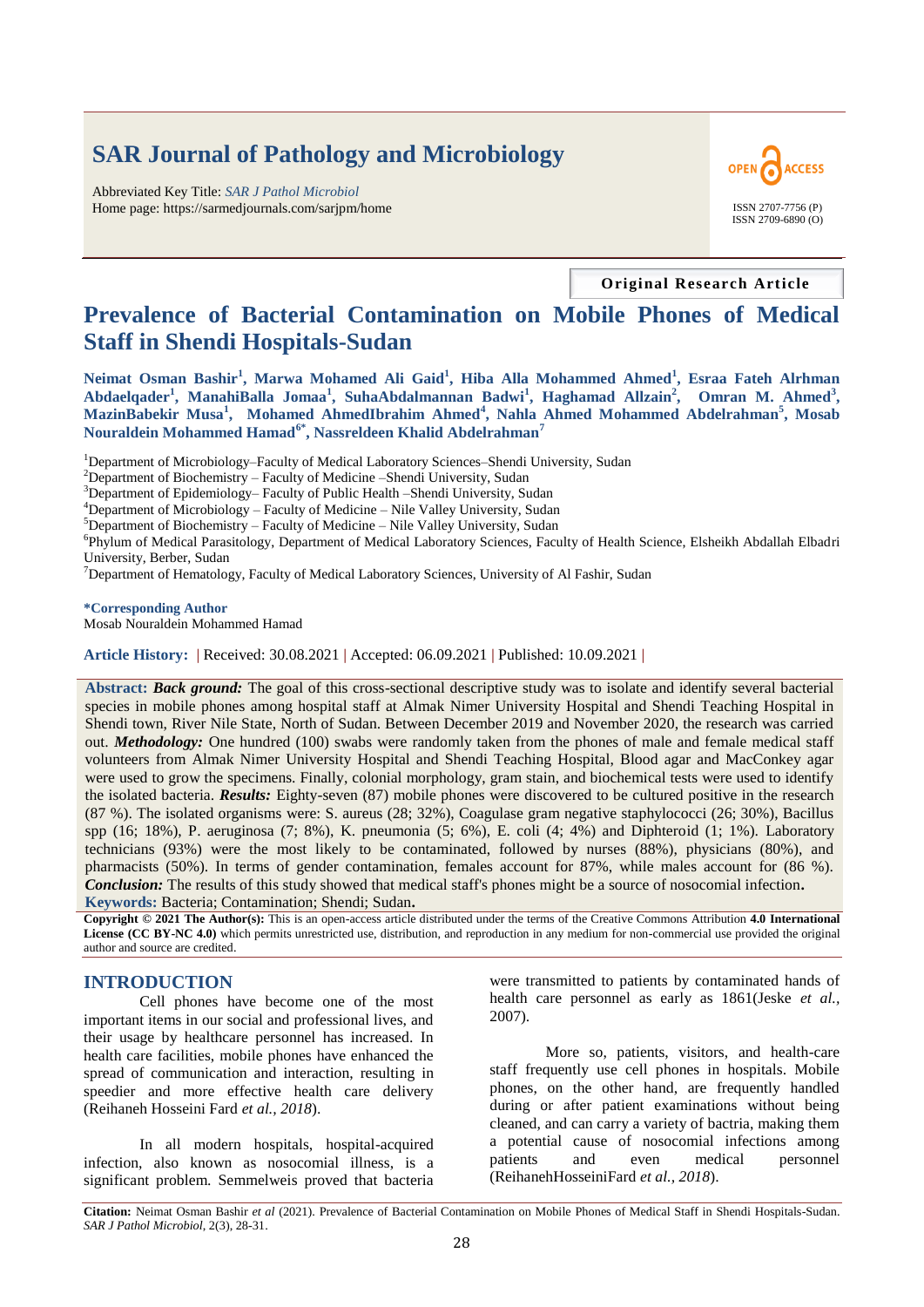# SAR Journal of Pathology and Microbiology

Abbreviated Key Title: *SAR J Pathol Microbiol*
Home page: https://sarmedjournals.com/sarjpm/home

OPEN ACCESS

ISSN 2707-7756 (P)
ISSN 2709-6890 (O)

**Original Research Article**

# Prevalence of Bacterial Contamination on Mobile Phones of Medical Staff in Shendi Hospitals-Sudan

**Neimat Osman Bashir[1], Marwa Mohamed Ali Gaid[1], Hiba Alla Mohammed Ahmed[1], Esraa Fateh Alrhman Abdaelqader[1], ManahiBalla Jomaa[1], SuhaAbdalmannan Badwi[1], Haghamad Allzain[2], Omran M. Ahmed[3], MazinBabekir Musa[1], Mohamed AhmedIbrahim Ahmed[4], Nahla Ahmed Mohammed Abdelrahman[5], Mosab Nouraldein Mohammed Hamad[6*], Nassreldeen Khalid Abdelrahman[7]**

[1]Department of Microbiology–Faculty of Medical Laboratory Sciences–Shendi University, Sudan
[2]Department of Biochemistry – Faculty of Medicine –Shendi University, Sudan
[3]Department of Epidemiology– Faculty of Public Health –Shendi University, Sudan
[4]Department of Microbiology – Faculty of Medicine – Nile Valley University, Sudan
[5]Department of Biochemistry – Faculty of Medicine – Nile Valley University, Sudan
[6]Phylum of Medical Parasitology, Department of Medical Laboratory Sciences, Faculty of Health Science, Elsheikh Abdallah Elbadri University, Berber, Sudan
[7]Department of Hematology, Faculty of Medical Laboratory Sciences, University of Al Fashir, Sudan

**\*Corresponding Author**
Mosab Nouraldein Mohammed Hamad

**Article History:** | Received: 30.08.2021 | Accepted: 06.09.2021 | Published: 10.09.2021 |

**Abstract:** ***Back ground:*** The goal of this cross-sectional descriptive study was to isolate and identify several bacterial species in mobile phones among hospital staff at Almak Nimer University Hospital and Shendi Teaching Hospital in Shendi town, River Nile State, North of Sudan. Between December 2019 and November 2020, the research was carried out. ***Methodology:*** One hundred (100) swabs were randomly taken from the phones of male and female medical staff volunteers from Almak Nimer University Hospital and Shendi Teaching Hospital, Blood agar and MacConkey agar were used to grow the specimens. Finally, colonial morphology, gram stain, and biochemical tests were used to identify the isolated bacteria. ***Results:*** Eighty-seven (87) mobile phones were discovered to be cultured positive in the research (87 %). The isolated organisms were: S. aureus (28; 32%), Coagulase gram negative staphylococci (26; 30%), Bacillus spp (16; 18%), P. aeruginosa (7; 8%), K. pneumonia (5; 6%), E. coli (4; 4%) and Diphteroid (1; 1%). Laboratory technicians (93%) were the most likely to be contaminated, followed by nurses (88%), physicians (80%), and pharmacists (50%). In terms of gender contamination, females account for 87%, while males account for (86 %). ***Conclusion:*** The results of this study showed that medical staff's phones might be a source of nosocomial infection.

**Keywords:** Bacteria; Contamination; Shendi; Sudan.

**Copyright © 2021 The Author(s):** This is an open-access article distributed under the terms of the Creative Commons Attribution **4.0 International License (CC BY-NC 4.0)** which permits unrestricted use, distribution, and reproduction in any medium for non-commercial use provided the original author and source are credited.

## INTRODUCTION

Cell phones have become one of the most important items in our social and professional lives, and their usage by healthcare personnel has increased. In health care facilities, mobile phones have enhanced the spread of communication and interaction, resulting in speedier and more effective health care delivery (Reihaneh Hosseini Fard *et al., 2018*).

In all modern hospitals, hospital-acquired infection, also known as nosocomial illness, is a significant problem. Semmelweis proved that bacteria were transmitted to patients by contaminated hands of health care personnel as early as 1861(Jeske *et al.*, 2007).

More so, patients, visitors, and health-care staff frequently use cell phones in hospitals. Mobile phones, on the other hand, are frequently handled during or after patient examinations without being cleaned, and can carry a variety of bactria, making them a potential cause of nosocomial infections among patients and even medical personnel (ReihanehHosseiniFard *et al., 2018*).

**Citation:** Neimat Osman Bashir *et al* (2021). Prevalence of Bacterial Contamination on Mobile Phones of Medical Staff in Shendi Hospitals-Sudan. *SAR J Pathol Microbiol*, 2(3), 28-31.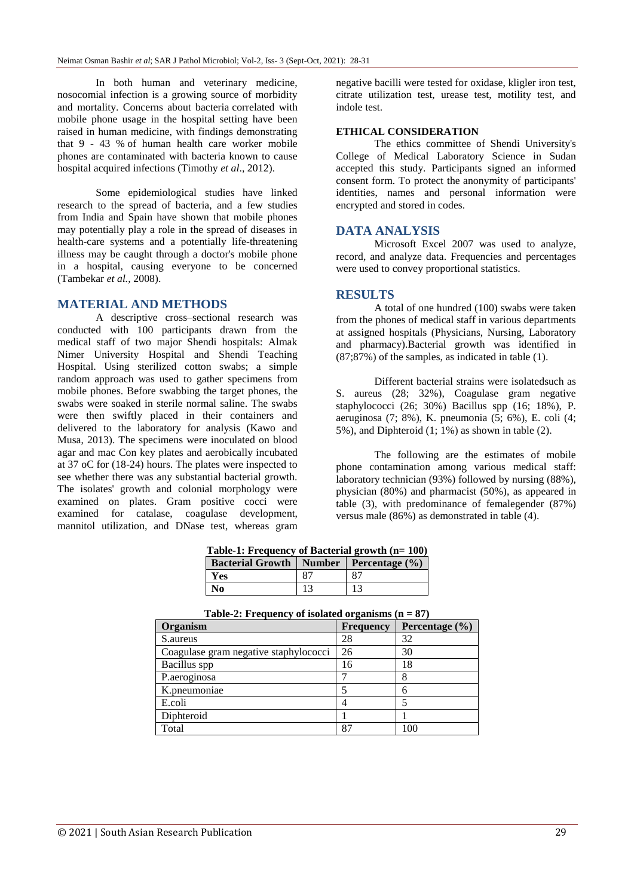In both human and veterinary medicine, nosocomial infection is a growing source of morbidity and mortality. Concerns about bacteria correlated with mobile phone usage in the hospital setting have been raised in human medicine, with findings demonstrating that 9 - 43 % of human health care worker mobile phones are contaminated with bacteria known to cause hospital acquired infections (Timothy *et al*., 2012).

Some epidemiological studies have linked research to the spread of bacteria, and a few studies from India and Spain have shown that mobile phones may potentially play a role in the spread of diseases in health-care systems and a potentially life-threatening illness may be caught through a doctor's mobile phone in a hospital, causing everyone to be concerned (Tambekar *et al.,* 2008).

## MATERIAL AND METHODS

A descriptive cross–sectional research was conducted with 100 participants drawn from the medical staff of two major Shendi hospitals: Almak Nimer University Hospital and Shendi Teaching Hospital. Using sterilized cotton swabs; a simple random approach was used to gather specimens from mobile phones. Before swabbing the target phones, the swabs were soaked in sterile normal saline. The swabs were then swiftly placed in their containers and delivered to the laboratory for analysis (Kawo and Musa, 2013). The specimens were inoculated on blood agar and mac Con key plates and aerobically incubated at 37 oC for (18-24) hours. The plates were inspected to see whether there was any substantial bacterial growth. The isolates' growth and colonial morphology were examined on plates. Gram positive cocci were examined for catalase, coagulase development, mannitol utilization, and DNase test, whereas gram negative bacilli were tested for oxidase, kligler iron test, citrate utilization test, urease test, motility test, and indole test.

**ETHICAL CONSIDERATION**

The ethics committee of Shendi University's College of Medical Laboratory Science in Sudan accepted this study. Participants signed an informed consent form. To protect the anonymity of participants' identities, names and personal information were encrypted and stored in codes.

## DATA ANALYSIS

Microsoft Excel 2007 was used to analyze, record, and analyze data. Frequencies and percentages were used to convey proportional statistics.

## RESULTS

A total of one hundred (100) swabs were taken from the phones of medical staff in various departments at assigned hospitals (Physicians, Nursing, Laboratory and pharmacy).Bacterial growth was identified in (87;87%) of the samples, as indicated in table (1).

Different bacterial strains were isolatedsuch as S. aureus (28; 32%), Coagulase gram negative staphylococci (26; 30%) Bacillus spp (16; 18%), P. aeruginosa (7; 8%), K. pneumonia (5; 6%), E. coli (4; 5%), and Diphteroid (1; 1%) as shown in table (2).

The following are the estimates of mobile phone contamination among various medical staff: laboratory technician (93%) followed by nursing (88%), physician (80%) and pharmacist (50%), as appeared in table (3), with predominance of femalegender (87%) versus male (86%) as demonstrated in table (4).

**Table-1: Frequency of Bacterial growth (n= 100)**

| Bacterial Growth | Number | Percentage (%) |
|---|---|---|
| **Yes** | 87 | 87 |
| **No** | 13 | 13 |

**Table-2: Frequency of isolated organisms (n = 87)**

| Organism | Frequency | Percentage (%) |
|---|---|---|
| S.aureus | 28 | 32 |
| Coagulase gram negative staphylococci | 26 | 30 |
| Bacillus spp | 16 | 18 |
| P.aeroginosa | 7 | 8 |
| K.pneumoniae | 5 | 6 |
| E.coli | 4 | 5 |
| Diphteroid | 1 | 1 |
| Total | 87 | 100 |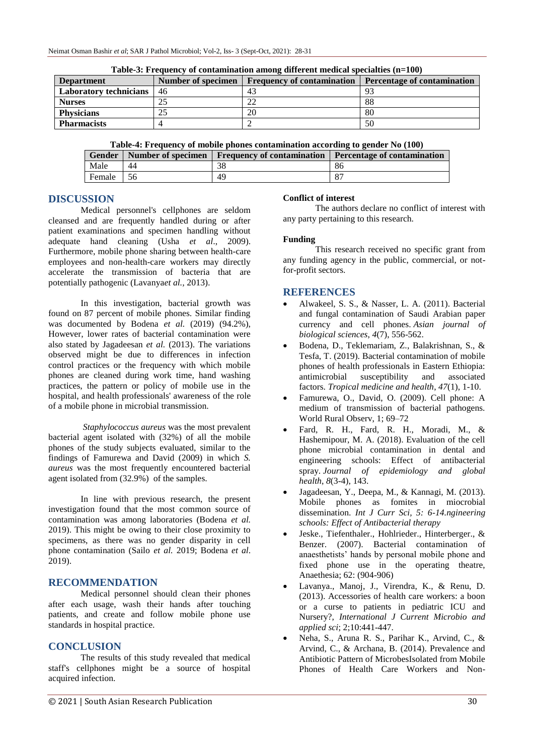**Table-3: Frequency of contamination among different medical specialties (n=100)**

| Department | Number of specimen | Frequency of contamination | Percentage of contamination |
|---|---|---|---|
| **Laboratory technicians** | 46 | 43 | 93 |
| **Nurses** | 25 | 22 | 88 |
| **Physicians** | 25 | 20 | 80 |
| **Pharmacists** | 4 | 2 | 50 |

**Table-4: Frequency of mobile phones contamination according to gender No (100)**

| Gender | Number of specimen | Frequency of contamination | Percentage of contamination |
|---|---|---|---|
| Male | 44 | 38 | 86 |
| Female | 56 | 49 | 87 |

## DISCUSSION

Medical personnel's cellphones are seldom cleansed and are frequently handled during or after patient examinations and specimen handling without adequate hand cleaning (Usha *et al*., 2009). Furthermore, mobile phone sharing between health-care employees and non-health-care workers may directly accelerate the transmission of bacteria that are potentially pathogenic (Lavanya*et al.,* 2013).

In this investigation, bacterial growth was found on 87 percent of mobile phones. Similar finding was documented by Bodena *et al.* (2019) (94.2%), However, lower rates of bacterial contamination were also stated by Jagadeesan *et al.* (2013). The variations observed might be due to differences in infection control practices or the frequency with which mobile phones are cleaned during work time, hand washing practices, the pattern or policy of mobile use in the hospital, and health professionals' awareness of the role of a mobile phone in microbial transmission.

*Staphylococcus aureus* was the most prevalent bacterial agent isolated with (32%) of all the mobile phones of the study subjects evaluated, similar to the findings of Famurewa and David (2009) in which *S. aureus* was the most frequently encountered bacterial agent isolated from (32.9%) of the samples.

In line with previous research, the present investigation found that the most common source of contamination was among laboratories (Bodena *et al.* 2019). This might be owing to their close proximity to specimens, as there was no gender disparity in cell phone contamination (Sailo *et al.* 2019; Bodena *et al*. 2019).

## RECOMMENDATION

Medical personnel should clean their phones after each usage, wash their hands after touching patients, and create and follow mobile phone use standards in hospital practice.

## CONCLUSION

The results of this study revealed that medical staff's cellphones might be a source of hospital acquired infection.

### Conflict of interest

The authors declare no conflict of interest with any party pertaining to this research.

### Funding

This research received no specific grant from any funding agency in the public, commercial, or not-for-profit sectors.

## REFERENCES

- Alwakeel, S. S., & Nasser, L. A. (2011). Bacterial and fungal contamination of Saudi Arabian paper currency and cell phones. *Asian journal of biological sciences*, *4*(7), 556-562.
- Bodena, D., Teklemariam, Z., Balakrishnan, S., & Tesfa, T. (2019). Bacterial contamination of mobile phones of health professionals in Eastern Ethiopia: antimicrobial susceptibility and associated factors. *Tropical medicine and health*, *47*(1), 1-10.
- Famurewa, O., David, O. (2009). Cell phone: A medium of transmission of bacterial pathogens. World Rural Observ, 1; 69–72
- Fard, R. H., Fard, R. H., Moradi, M., & Hashemipour, M. A. (2018). Evaluation of the cell phone microbial contamination in dental and engineering schools: Effect of antibacterial spray. *Journal of epidemiology and global health*, *8*(3-4), 143.
- Jagadeesan, Y., Deepa, M., & Kannagi, M. (2013). Mobile phones as fomites in miocrobial dissemination. *Int J Curr Sci, 5: 6-14.ngineering schools: Effect of Antibacterial therapy*
- Jeske., Tiefenthaler., Hohlrieder., Hinterberger., & Benzer. (2007). Bacterial contamination of anaesthetists' hands by personal mobile phone and fixed phone use in the operating theatre, Anaethesia; 62: (904-906)
- Lavanya., Manoj, J., Virendra, K., & Renu, D. (2013). Accessories of health care workers: a boon or a curse to patients in pediatric ICU and Nursery?, *International J Current Microbio and applied sci*; 2;10:441-447.
- Neha, S., Aruna R. S., Parihar K., Arvind, C., & Arvind, C., & Archana, B. (2014). Prevalence and Antibiotic Pattern of MicrobesIsolated from Mobile Phones of Health Care Workers and Non-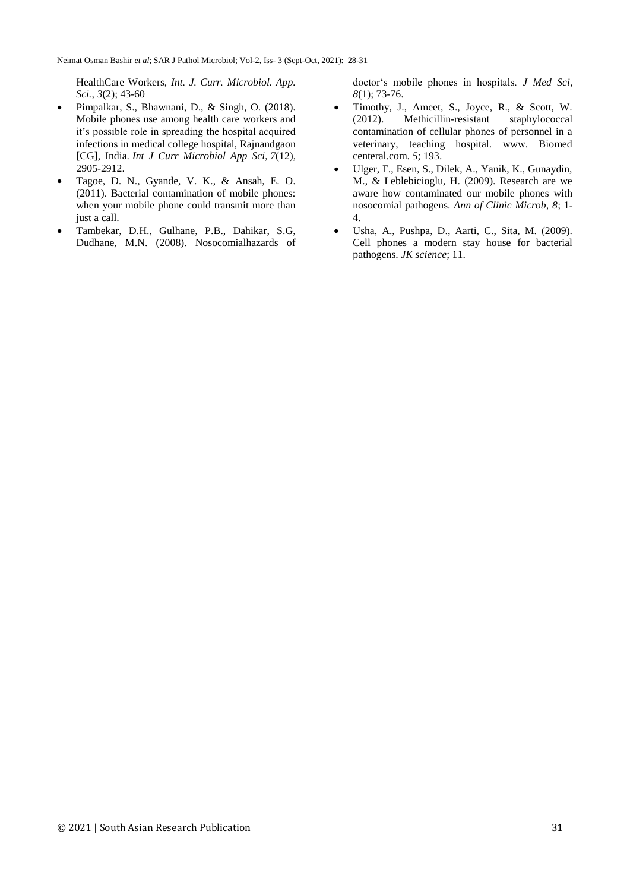HealthCare Workers, *Int. J. Curr. Microbiol. App. Sci., 3*(2); 43-60

- Pimpalkar, S., Bhawnani, D., & Singh, O. (2018). Mobile phones use among health care workers and it's possible role in spreading the hospital acquired infections in medical college hospital, Rajnandgaon [CG], India. *Int J Curr Microbiol App Sci, 7*(12), 2905-2912.
- Tagoe, D. N., Gyande, V. K., & Ansah, E. O. (2011). Bacterial contamination of mobile phones: when your mobile phone could transmit more than just a call.
- Tambekar, D.H., Gulhane, P.B., Dahikar, S.G, Dudhane, M.N. (2008). Nosocomialhazards of doctor's mobile phones in hospitals. *J Med Sci*, *8*(1); 73-76.
- Timothy, J., Ameet, S., Joyce, R., & Scott, W. (2012). Methicillin-resistant staphylococcal contamination of cellular phones of personnel in a veterinary, teaching hospital. www. Biomed centeral.com. *5*; 193.
- Ulger, F., Esen, S., Dilek, A., Yanik, K., Gunaydin, M., & Leblebicioglu, H. (2009). Research are we aware how contaminated our mobile phones with nosocomial pathogens. *Ann of Clinic Microb*, *8*; 1-4.
- Usha, A., Pushpa, D., Aarti, C., Sita, M. (2009). Cell phones a modern stay house for bacterial pathogens. *JK science*; 11.